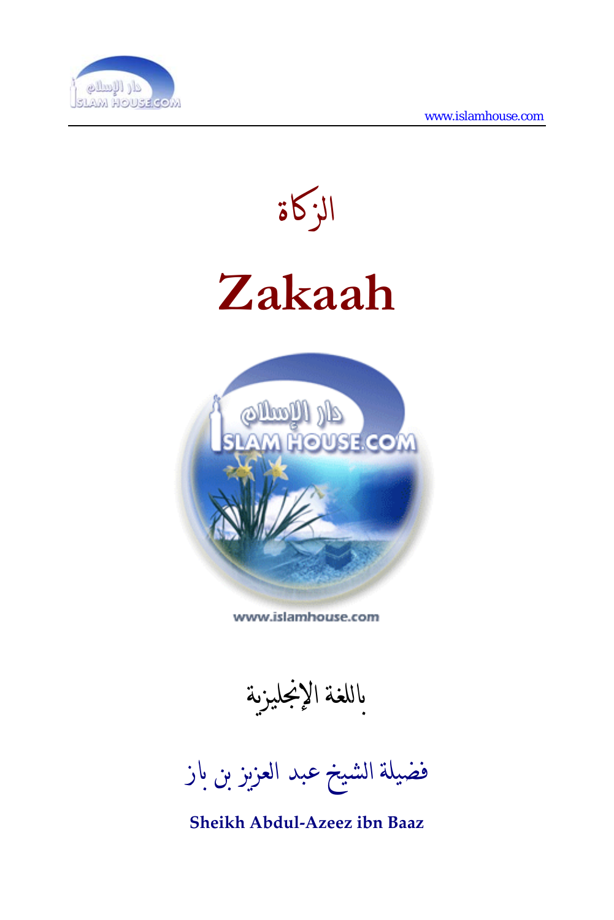# الزكاة

# Zakaah

باللغة الإنجليزية

فضيلة الشيخ عبد العزيز بن باز

**Sheikh Abdul-Azeez ibn Baaz**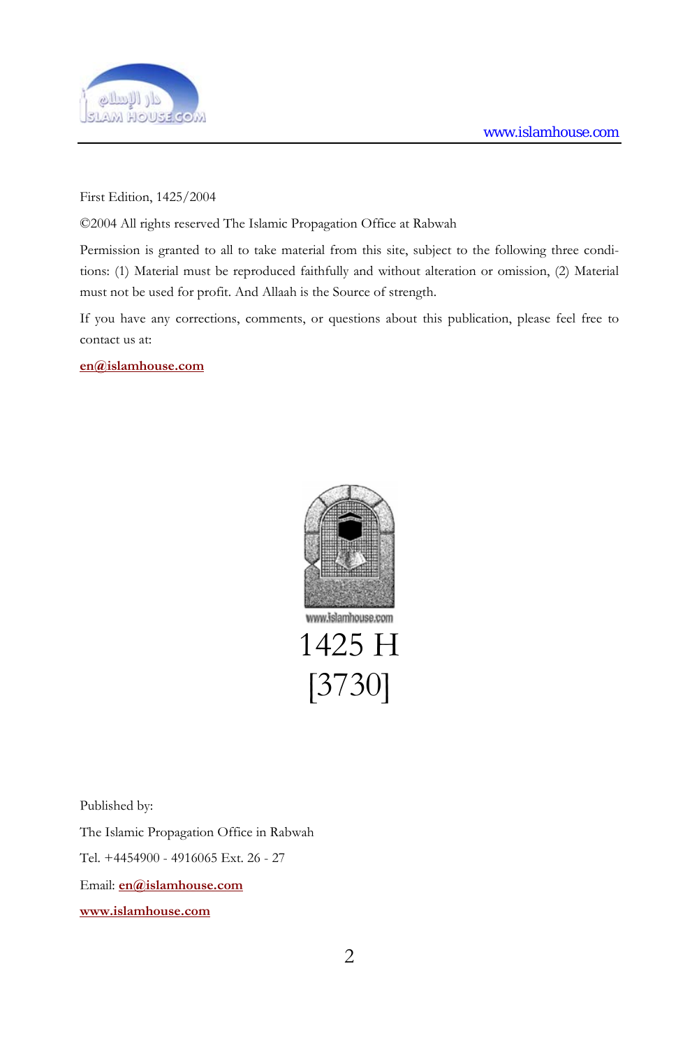First Edition, 1425/2004

©2004 All rights reserved The Islamic Propagation Office at Rabwah

Permission is granted to all to take material from this site, subject to the following three conditions: (1) Material must be reproduced faithfully and without alteration or omission, (2) Material must not be used for profit. And Allaah is the Source of strength.

If you have any corrections, comments, or questions about this publication, please feel free to contact us at:

en@islamhouse.com

www.islamhouse.com

1425 H

[3730]

Published by:

The Islamic Propagation Office in Rabwah

Tel. +4454900 - 4916065 Ext. 26 - 27

Email: en@islamhouse.com

www.islamhouse.com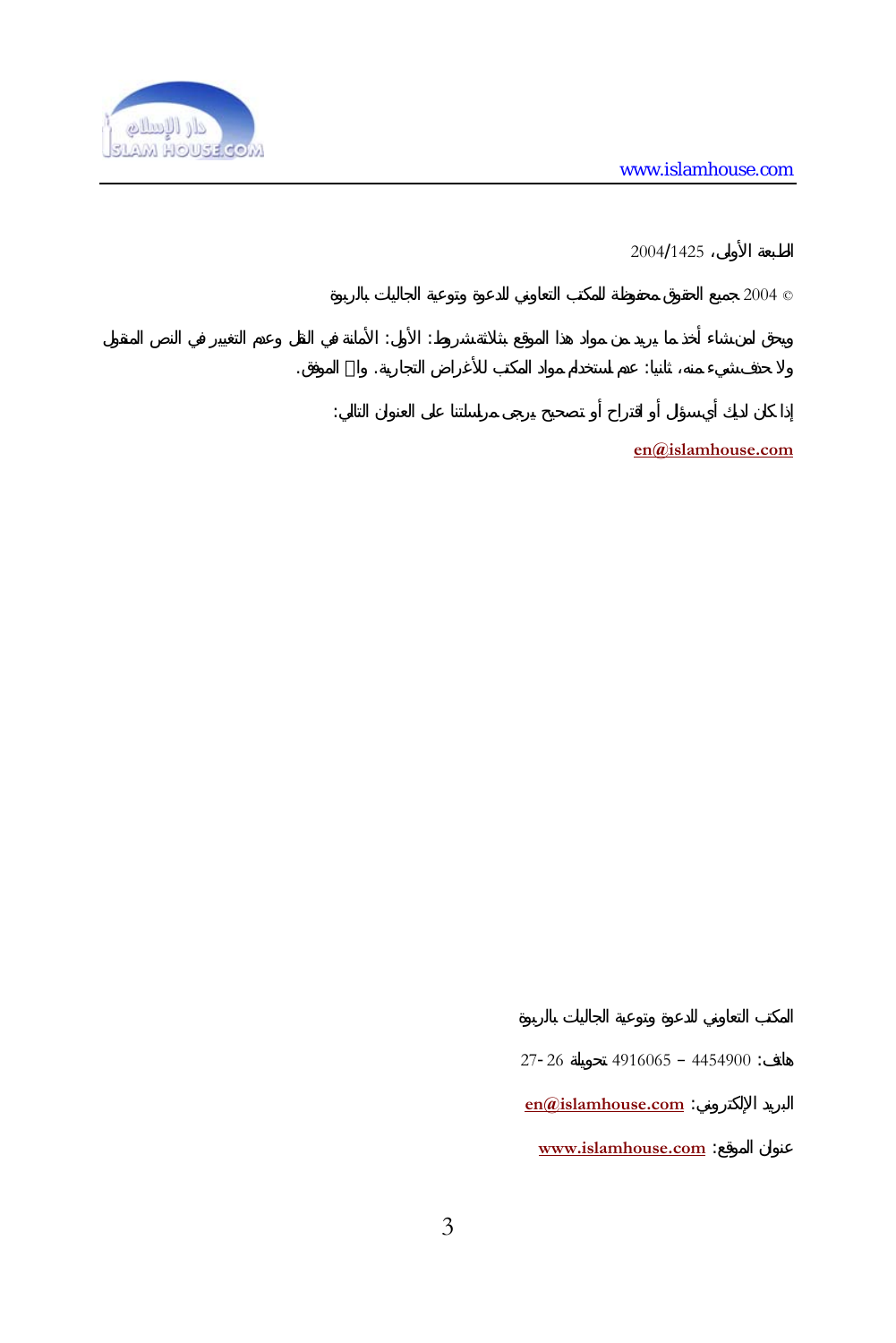الطبعة الأولى، 1425/2004

© 2004 جميع الحقوق محفوظة للمكتب التعاوني للدعوة وتوعية الجاليات بالربوة

ويحق لمن شاء أخذ ما يريد من مواد هذا الموقع بثلاثة شروط: الأول: الأمانة في النقل وعدم التغيير في النص المنقول ولا حذف شيء منه، ثانيا: عدم استخدام مواد المكتب للأغراض التجارية. والله الموفق.

إذا كان لديك أي سؤال أو اقتراح أو تصحيح يرجى مراسلتنا على العنوان التالي:

en@islamhouse.com

المكتب التعاوني للدعوة وتوعية الجاليات بالربوة

هاتف: 4454900 – 4916065 تحويلة 26-27

البريد الإلكتروني: en@islamhouse.com

عنوان الموقع: www.islamhouse.com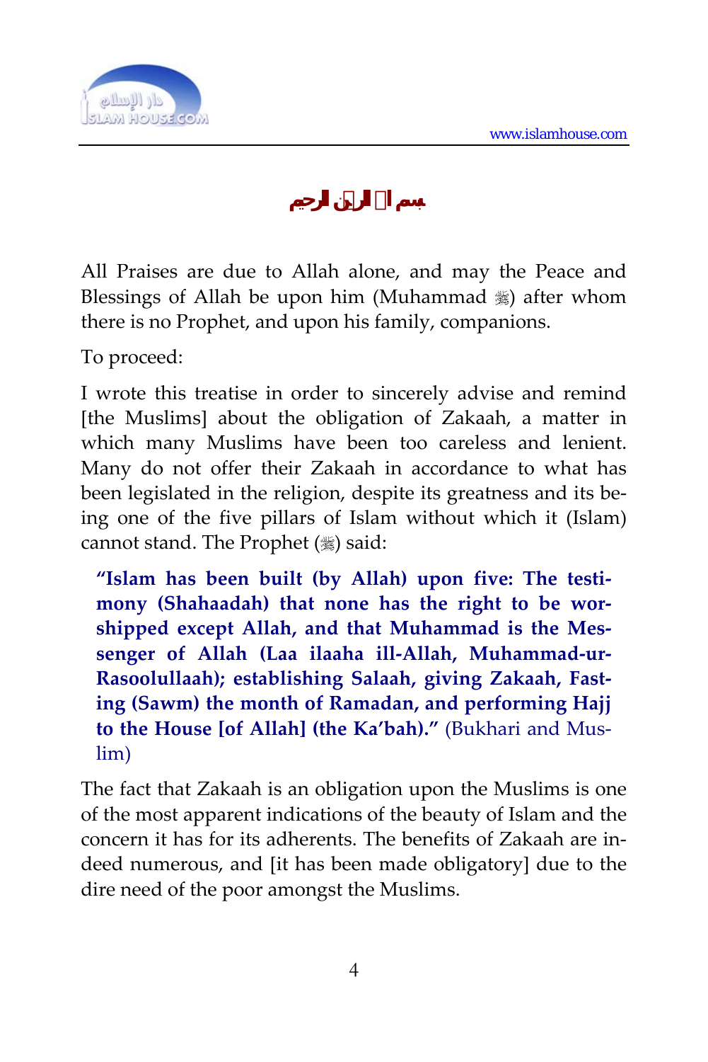بسم الله الرحمن الرحيم

All Praises are due to Allah alone, and may the Peace and Blessings of Allah be upon him (Muhammad ﷺ) after whom there is no Prophet, and upon his family, companions.

To proceed:

I wrote this treatise in order to sincerely advise and remind [the Muslims] about the obligation of Zakaah, a matter in which many Muslims have been too careless and lenient. Many do not offer their Zakaah in accordance to what has been legislated in the religion, despite its greatness and its being one of the five pillars of Islam without which it (Islam) cannot stand. The Prophet (ﷺ) said:

> **"Islam has been built (by Allah) upon five: The testimony (Shahaadah) that none has the right to be worshipped except Allah, and that Muhammad is the Messenger of Allah (Laa ilaaha ill-Allah, Muhammad-ur-Rasoolullaah); establishing Salaah, giving Zakaah, Fasting (Sawm) the month of Ramadan, and performing Hajj to the House [of Allah] (the Ka'bah)."** (Bukhari and Muslim)

The fact that Zakaah is an obligation upon the Muslims is one of the most apparent indications of the beauty of Islam and the concern it has for its adherents. The benefits of Zakaah are indeed numerous, and [it has been made obligatory] due to the dire need of the poor amongst the Muslims.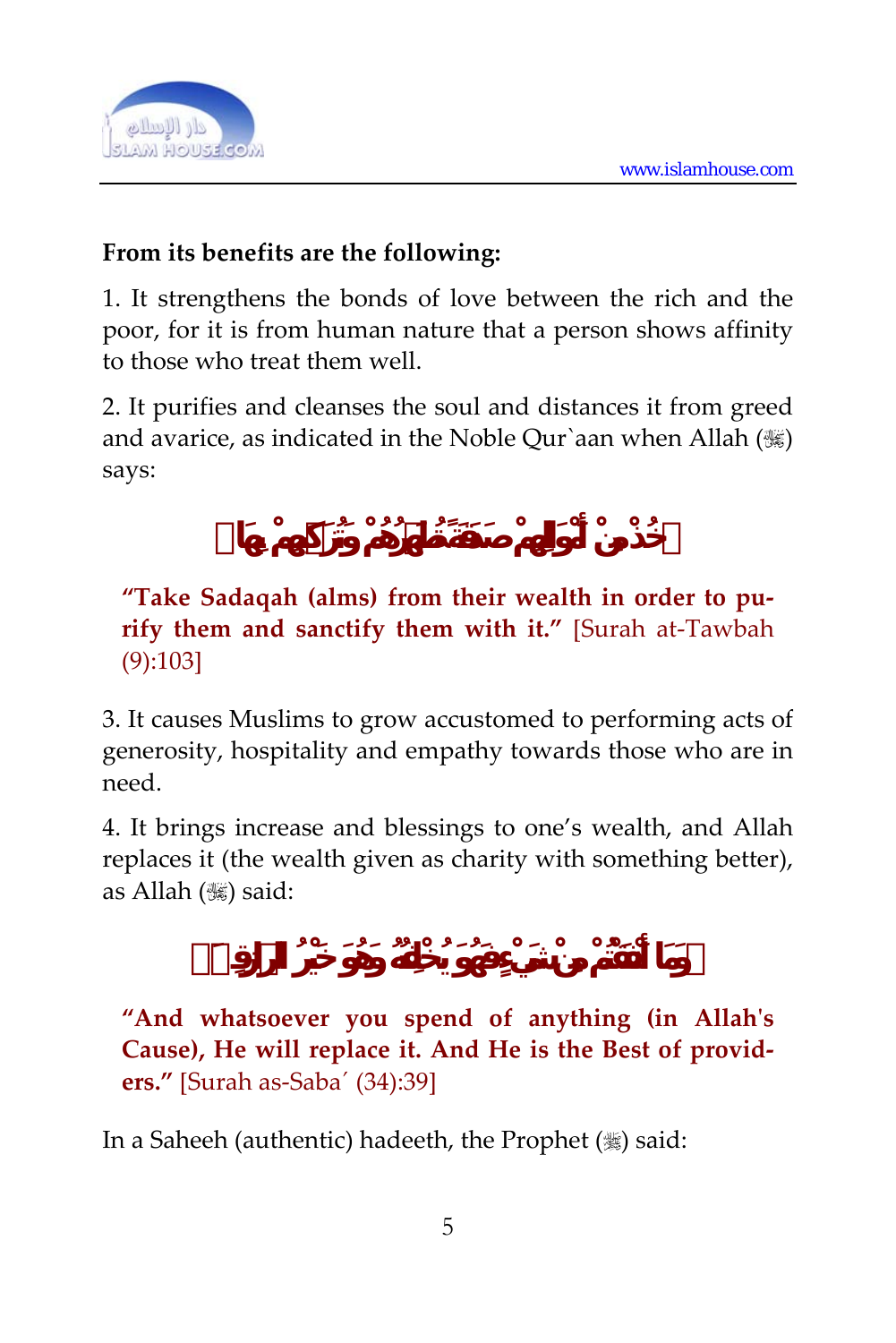**From its benefits are the following:**

1. It strengthens the bonds of love between the rich and the poor, for it is from human nature that a person shows affinity to those who treat them well.

2. It purifies and cleanses the soul and distances it from greed and avarice, as indicated in the Noble Qur`aan when Allah (ﷻ) says:

﴿خُذْ مِنْ أَمْوَالِهِمْ صَدَقَةً تُطَهِّرُهُمْ وَتُزَكِّيهِمْ بِهَا﴾

**"Take Sadaqah (alms) from their wealth in order to purify them and sanctify them with it."** [Surah at-Tawbah (9):103]

3. It causes Muslims to grow accustomed to performing acts of generosity, hospitality and empathy towards those who are in need.

4. It brings increase and blessings to one's wealth, and Allah replaces it (the wealth given as charity with something better), as Allah (ﷻ) said:

﴿وَمَا أَنفَقْتُم مِّن شَيْءٍ فَهُوَ يُخْلِفُهُ وَهُوَ خَيْرُ الرَّازِقِينَ﴾

**"And whatsoever you spend of anything (in Allah's Cause), He will replace it. And He is the Best of providers."** [Surah as-Saba´ (34):39]

In a Saheeh (authentic) hadeeth, the Prophet (ﷺ) said: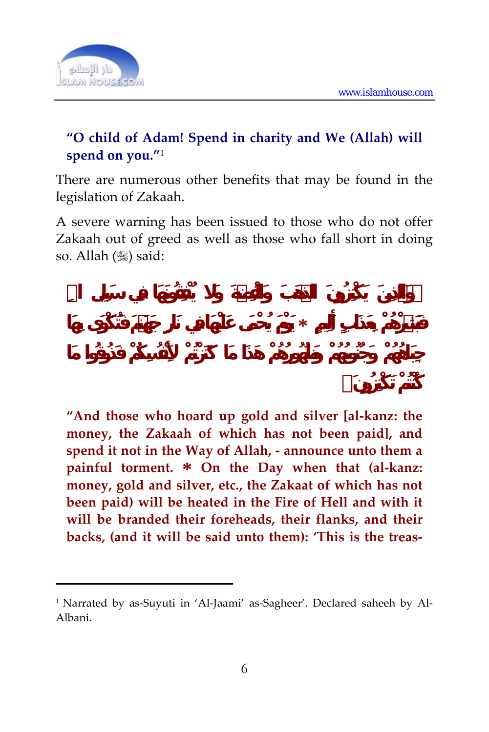**"O child of Adam! Spend in charity and We (Allah) will spend on you."**[1]

There are numerous other benefits that may be found in the legislation of Zakaah.

A severe warning has been issued to those who do not offer Zakaah out of greed as well as those who fall short in doing so. Allah (ﷻ) said:

﴿وَالَّذِينَ يَكْنِزُونَ الذَّهَبَ وَالْفِضَّةَ وَلَا يُنْفِقُونَهَا فِي سَبِيلِ اللَّهِ فَبَشِّرْهُمْ بِعَذَابٍ أَلِيمٍ * يَوْمَ يُحْمَى عَلَيْهَا فِي نَارِ جَهَنَّمَ فَتُكْوَى بِهَا جِبَاهُهُمْ وَجُنُوبُهُمْ وَظُهُورُهُمْ هَذَا مَا كَنَزْتُمْ لِأَنْفُسِكُمْ فَذُوقُوا مَا كُنْتُمْ تَكْنِزُونَ﴾

**"And those who hoard up gold and silver [al-kanz: the money, the Zakaah of which has not been paid], and spend it not in the Way of Allah, - announce unto them a painful torment. * On the Day when that (al-kanz: money, gold and silver, etc., the Zakaat of which has not been paid) will be heated in the Fire of Hell and with it will be branded their foreheads, their flanks, and their backs, (and it will be said unto them): 'This is the treas-**

---

[1] Narrated by as-Suyuti in 'Al-Jaami' as-Sagheer'. Declared saheeh by Al-Albani.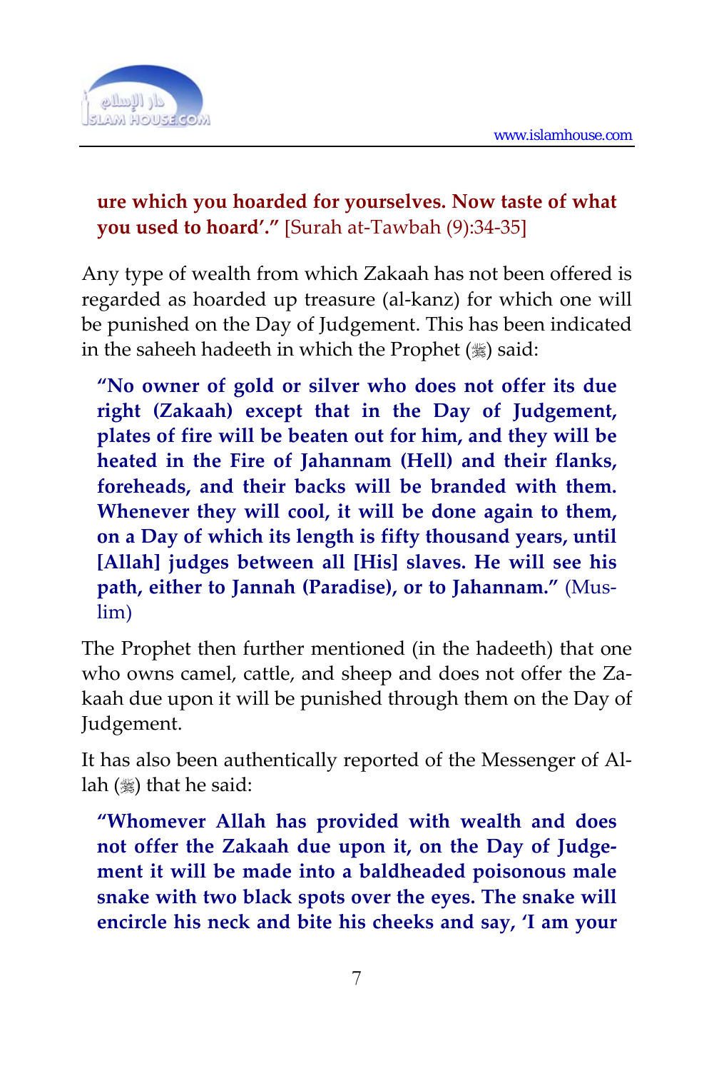**ure which you hoarded for yourselves. Now taste of what you used to hoard'."** [Surah at-Tawbah (9):34-35]

Any type of wealth from which Zakaah has not been offered is regarded as hoarded up treasure (al-kanz) for which one will be punished on the Day of Judgement. This has been indicated in the saheeh hadeeth in which the Prophet (ﷺ) said:

> **"No owner of gold or silver who does not offer its due right (Zakaah) except that in the Day of Judgement, plates of fire will be beaten out for him, and they will be heated in the Fire of Jahannam (Hell) and their flanks, foreheads, and their backs will be branded with them. Whenever they will cool, it will be done again to them, on a Day of which its length is fifty thousand years, until [Allah] judges between all [His] slaves. He will see his path, either to Jannah (Paradise), or to Jahannam."** (Muslim)

The Prophet then further mentioned (in the hadeeth) that one who owns camel, cattle, and sheep and does not offer the Zakaah due upon it will be punished through them on the Day of Judgement.

It has also been authentically reported of the Messenger of Allah (ﷺ) that he said:

> **"Whomever Allah has provided with wealth and does not offer the Zakaah due upon it, on the Day of Judgement it will be made into a baldheaded poisonous male snake with two black spots over the eyes. The snake will encircle his neck and bite his cheeks and say, 'I am your**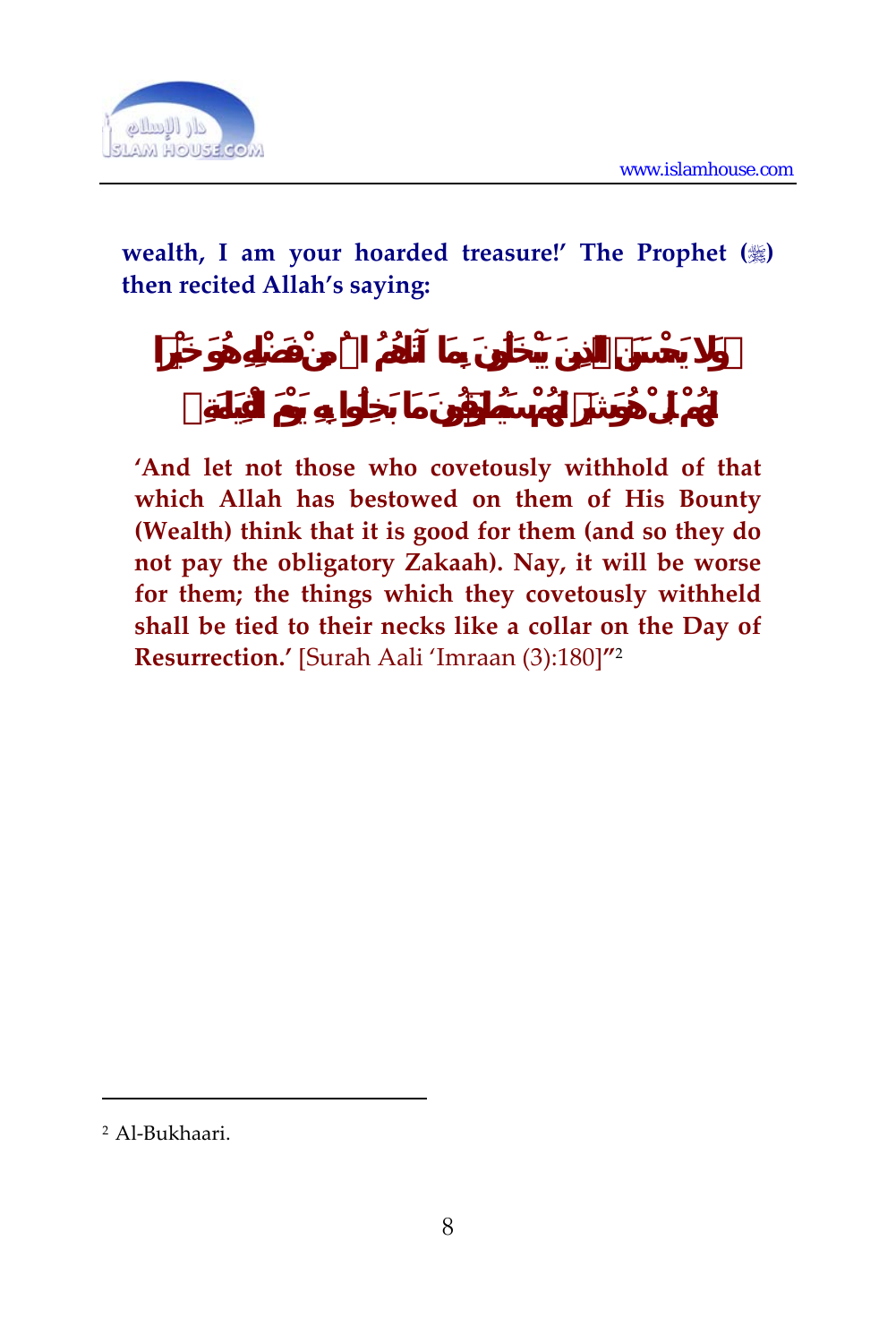**wealth, I am your hoarded treasure!' The Prophet (ﷺ) then recited Allah's saying:**

﴿وَلَا يَحْسَبَنَّ الَّذِينَ يَبْخَلُونَ بِمَا آتَاهُمُ اللَّهُ مِنْ فَضْلِهِ هُوَ خَيْرًا لَهُمْ بَلْ هُوَ شَرٌّ لَهُمْ سَيُطَوَّقُونَ مَا بَخِلُوا بِهِ يَوْمَ الْقِيَامَةِ﴾

**'And let not those who covetously withhold of that which Allah has bestowed on them of His Bounty (Wealth) think that it is good for them (and so they do not pay the obligatory Zakaah). Nay, it will be worse for them; the things which they covetously withheld shall be tied to their necks like a collar on the Day of Resurrection.'** [Surah Aali 'Imraan (3):180]"[2]

---

[2] Al-Bukhaari.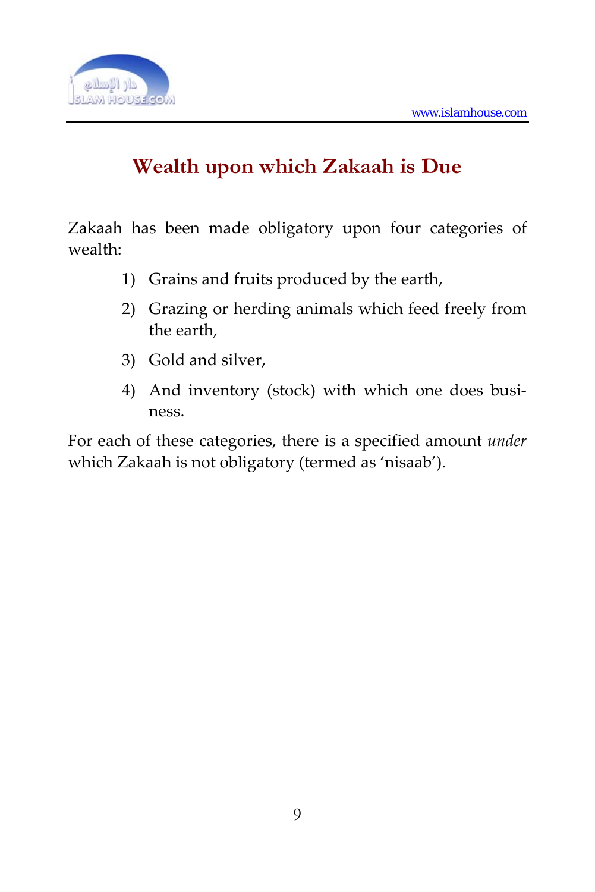# Wealth upon which Zakaah is Due

Zakaah has been made obligatory upon four categories of wealth:

1) Grains and fruits produced by the earth,
2) Grazing or herding animals which feed freely from the earth,
3) Gold and silver,
4) And inventory (stock) with which one does business.

For each of these categories, there is a specified amount *under* which Zakaah is not obligatory (termed as 'nisaab').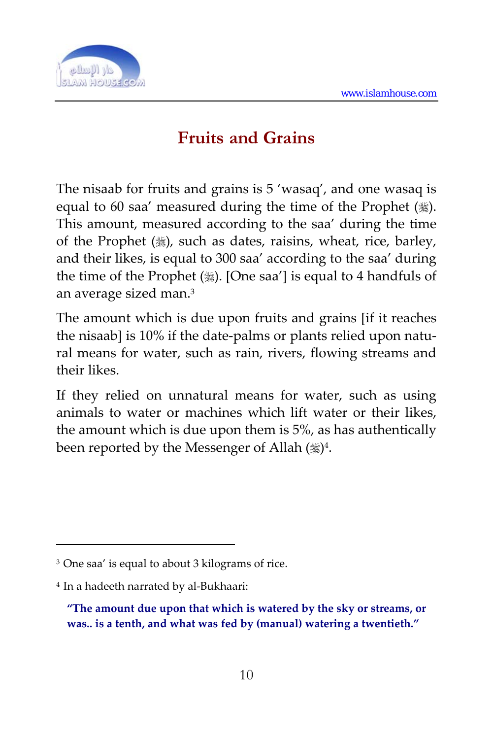## Fruits and Grains

The nisaab for fruits and grains is 5 'wasaq', and one wasaq is equal to 60 saa' measured during the time of the Prophet (ﷺ). This amount, measured according to the saa' during the time of the Prophet (ﷺ), such as dates, raisins, wheat, rice, barley, and their likes, is equal to 300 saa' according to the saa' during the time of the Prophet (ﷺ). [One saa'] is equal to 4 handfuls of an average sized man.[3]

The amount which is due upon fruits and grains [if it reaches the nisaab] is 10% if the date-palms or plants relied upon natural means for water, such as rain, rivers, flowing streams and their likes.

If they relied on unnatural means for water, such as using animals to water or machines which lift water or their likes, the amount which is due upon them is 5%, as has authentically been reported by the Messenger of Allah (ﷺ)[4].

---

[3] One saa' is equal to about 3 kilograms of rice.

[4] In a hadeeth narrated by al-Bukhaari:

**"The amount due upon that which is watered by the sky or streams, or was.. is a tenth, and what was fed by (manual) watering a twentieth."**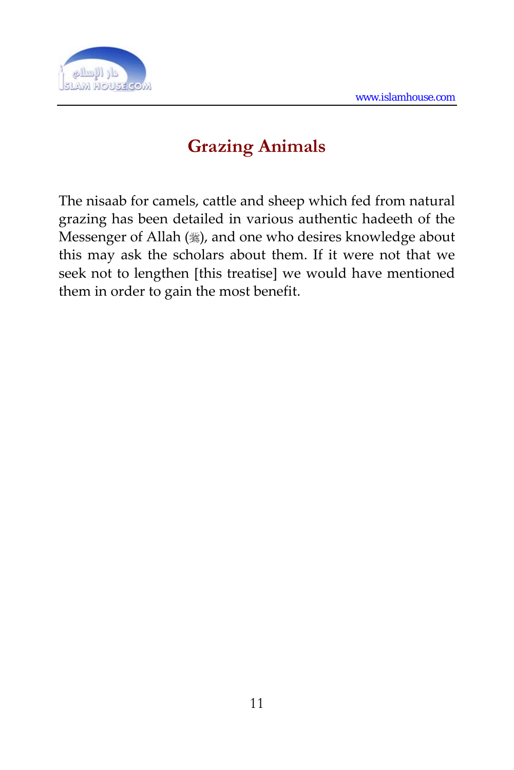## Grazing Animals

The nisaab for camels, cattle and sheep which fed from natural grazing has been detailed in various authentic hadeeth of the Messenger of Allah (ﷺ), and one who desires knowledge about this may ask the scholars about them. If it were not that we seek not to lengthen [this treatise] we would have mentioned them in order to gain the most benefit.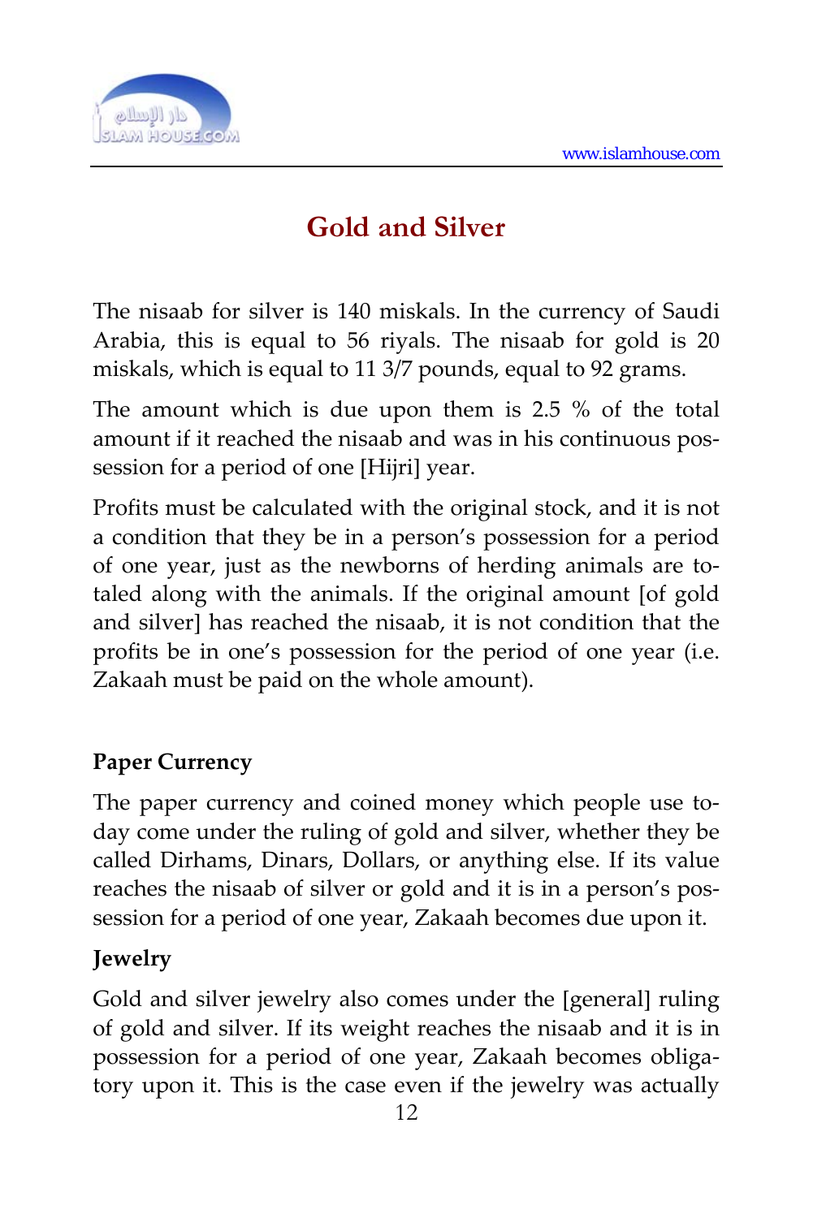# Gold and Silver

The nisaab for silver is 140 miskals. In the currency of Saudi Arabia, this is equal to 56 riyals. The nisaab for gold is 20 miskals, which is equal to 11 3/7 pounds, equal to 92 grams.

The amount which is due upon them is 2.5 % of the total amount if it reached the nisaab and was in his continuous possession for a period of one [Hijri] year.

Profits must be calculated with the original stock, and it is not a condition that they be in a person's possession for a period of one year, just as the newborns of herding animals are totaled along with the animals. If the original amount [of gold and silver] has reached the nisaab, it is not condition that the profits be in one's possession for the period of one year (i.e. Zakaah must be paid on the whole amount).

### Paper Currency

The paper currency and coined money which people use today come under the ruling of gold and silver, whether they be called Dirhams, Dinars, Dollars, or anything else. If its value reaches the nisaab of silver or gold and it is in a person's possession for a period of one year, Zakaah becomes due upon it.

### Jewelry

Gold and silver jewelry also comes under the [general] ruling of gold and silver. If its weight reaches the nisaab and it is in possession for a period of one year, Zakaah becomes obligatory upon it. This is the case even if the jewelry was actually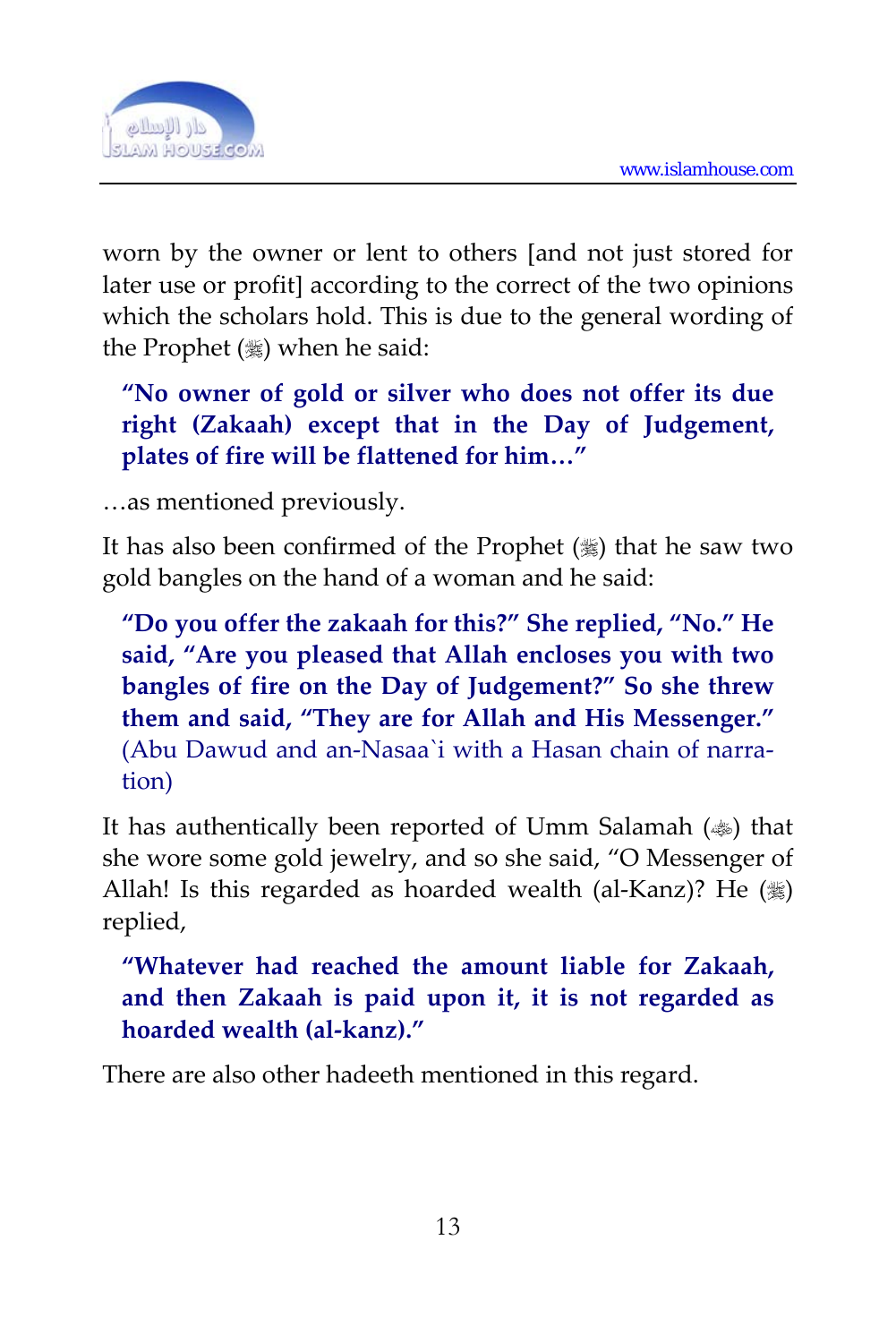worn by the owner or lent to others [and not just stored for later use or profit] according to the correct of the two opinions which the scholars hold. This is due to the general wording of the Prophet (ﷺ) when he said:

> **"No owner of gold or silver who does not offer its due right (Zakaah) except that in the Day of Judgement, plates of fire will be flattened for him…"**

…as mentioned previously.

It has also been confirmed of the Prophet (ﷺ) that he saw two gold bangles on the hand of a woman and he said:

> **"Do you offer the zakaah for this?" She replied, "No." He said, "Are you pleased that Allah encloses you with two bangles of fire on the Day of Judgement?" So she threw them and said, "They are for Allah and His Messenger."** (Abu Dawud and an-Nasaa`i with a Hasan chain of narration)

It has authentically been reported of Umm Salamah (﵂) that she wore some gold jewelry, and so she said, "O Messenger of Allah! Is this regarded as hoarded wealth (al-Kanz)? He (ﷺ) replied,

> **"Whatever had reached the amount liable for Zakaah, and then Zakaah is paid upon it, it is not regarded as hoarded wealth (al-kanz)."**

There are also other hadeeth mentioned in this regard.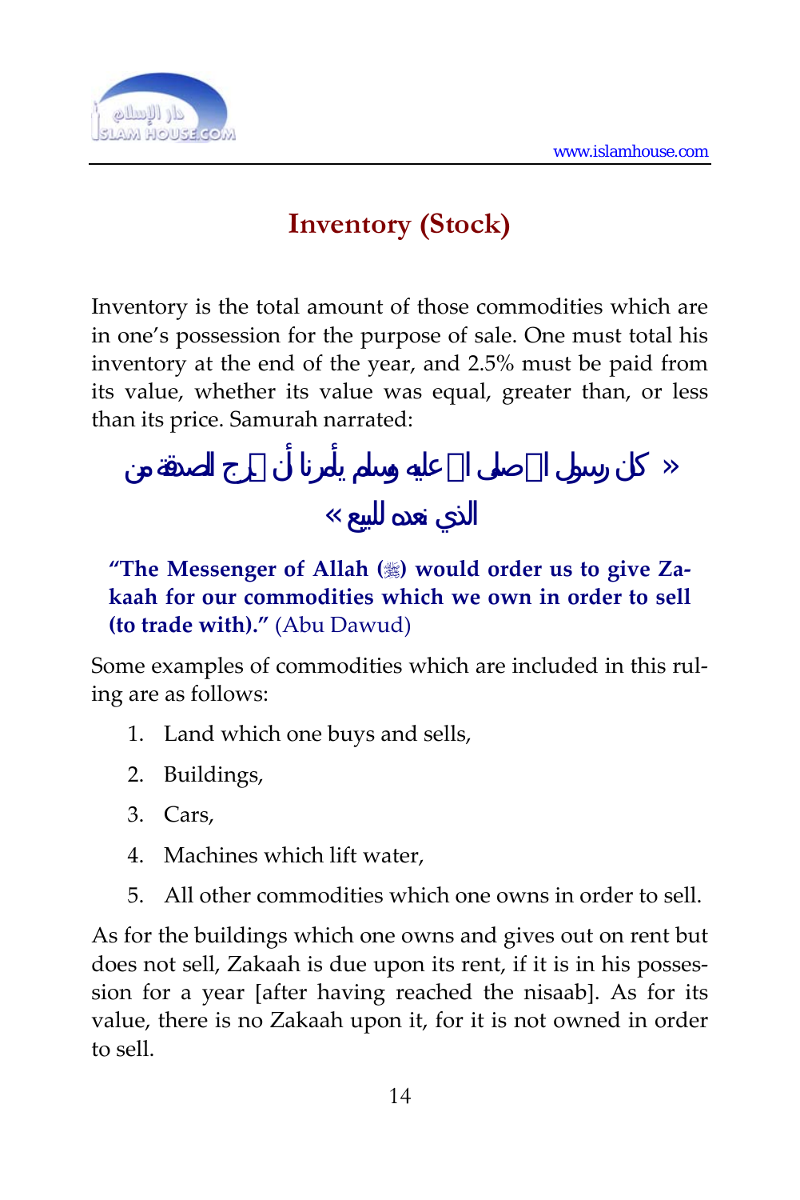## Inventory (Stock)

Inventory is the total amount of those commodities which are in one's possession for the purpose of sale. One must total his inventory at the end of the year, and 2.5% must be paid from its value, whether its value was equal, greater than, or less than its price. Samurah narrated:

« كان رسول الله صلى الله عليه وسلم يأمرنا أن نخرج الصدقة من الذي نعده للبيع »

**"The Messenger of Allah (ﷺ) would order us to give Zakaah for our commodities which we own in order to sell (to trade with)."** (Abu Dawud)

Some examples of commodities which are included in this ruling are as follows:

1. Land which one buys and sells,
2. Buildings,
3. Cars,
4. Machines which lift water,
5. All other commodities which one owns in order to sell.

As for the buildings which one owns and gives out on rent but does not sell, Zakaah is due upon its rent, if it is in his possession for a year [after having reached the nisaab]. As for its value, there is no Zakaah upon it, for it is not owned in order to sell.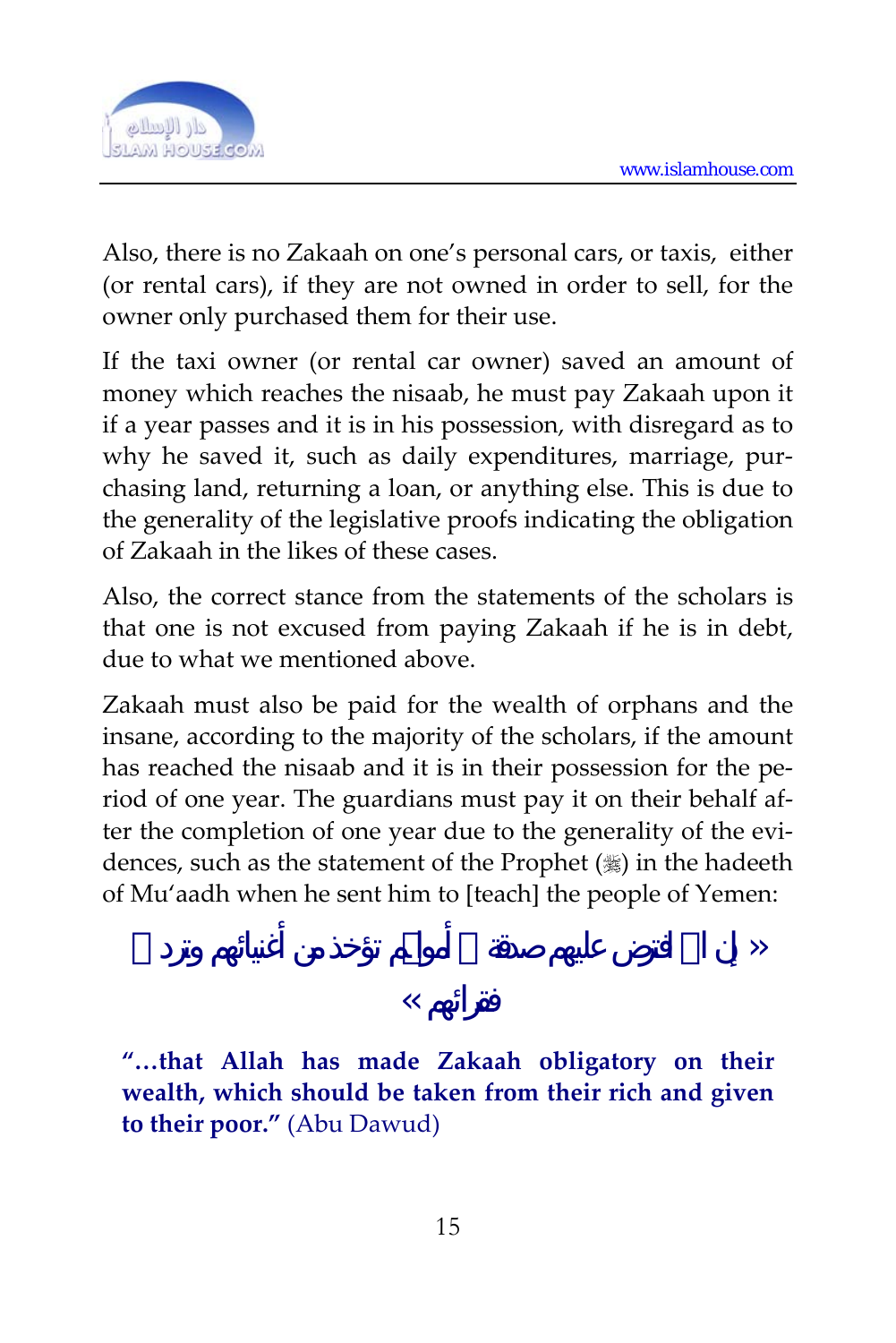Also, there is no Zakaah on one's personal cars, or taxis, either (or rental cars), if they are not owned in order to sell, for the owner only purchased them for their use.

If the taxi owner (or rental car owner) saved an amount of money which reaches the nisaab, he must pay Zakaah upon it if a year passes and it is in his possession, with disregard as to why he saved it, such as daily expenditures, marriage, purchasing land, returning a loan, or anything else. This is due to the generality of the legislative proofs indicating the obligation of Zakaah in the likes of these cases.

Also, the correct stance from the statements of the scholars is that one is not excused from paying Zakaah if he is in debt, due to what we mentioned above.

Zakaah must also be paid for the wealth of orphans and the insane, according to the majority of the scholars, if the amount has reached the nisaab and it is in their possession for the period of one year. The guardians must pay it on their behalf after the completion of one year due to the generality of the evidences, such as the statement of the Prophet (ﷺ) in the hadeeth of Mu'aadh when he sent him to [teach] the people of Yemen:

« إن الله افترض عليهم صدقة في أموالهم تؤخذ من أغنيائهم وترد في فقرائهم »

**"...that Allah has made Zakaah obligatory on their wealth, which should be taken from their rich and given to their poor."** (Abu Dawud)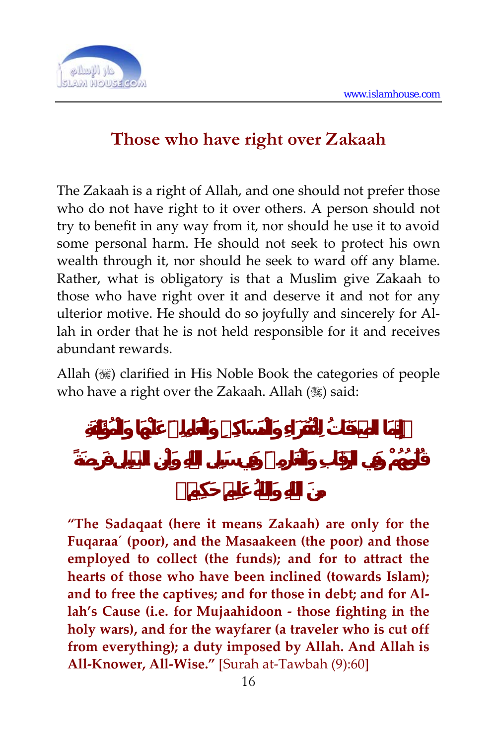## Those who have right over Zakaah

The Zakaah is a right of Allah, and one should not prefer those who do not have right to it over others. A person should not try to benefit in any way from it, nor should he use it to avoid some personal harm. He should not seek to protect his own wealth through it, nor should he seek to ward off any blame. Rather, what is obligatory is that a Muslim give Zakaah to those who have right over it and deserve it and not for any ulterior motive. He should do so joyfully and sincerely for Allah in order that he is not held responsible for it and receives abundant rewards.

Allah (ﷻ) clarified in His Noble Book the categories of people who have a right over the Zakaah. Allah (ﷻ) said:

﴿إِنَّمَا الصَّدَقَاتُ لِلْفُقَرَاءِ وَالْمَسَاكِينِ وَالْعَامِلِينَ عَلَيْهَا وَالْمُؤَلَّفَةِ قُلُوبُهُمْ وَفِي الرِّقَابِ وَالْغَارِمِينَ وَفِي سَبِيلِ اللَّهِ وَابْنِ السَّبِيلِ فَرِيضَةً مِنَ اللَّهِ وَاللَّهُ عَلِيمٌ حَكِيمٌ﴾

**"The Sadaqaat (here it means Zakaah) are only for the Fuqaraa´ (poor), and the Masaakeen (the poor) and those employed to collect (the funds); and for to attract the hearts of those who have been inclined (towards Islam); and to free the captives; and for those in debt; and for Allah's Cause (i.e. for Mujaahidoon - those fighting in the holy wars), and for the wayfarer (a traveler who is cut off from everything); a duty imposed by Allah. And Allah is All-Knower, All-Wise."** [Surah at-Tawbah (9):60]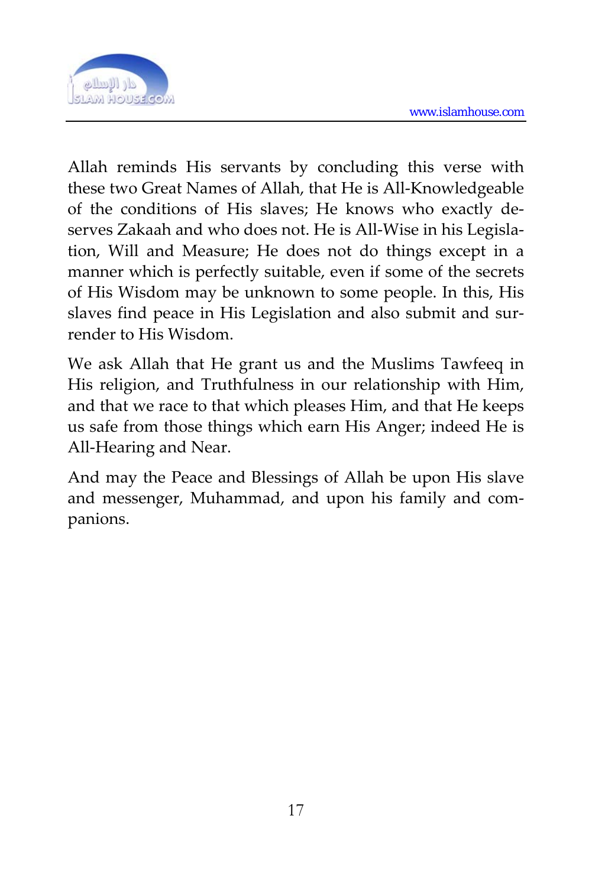Allah reminds His servants by concluding this verse with these two Great Names of Allah, that He is All-Knowledgeable of the conditions of His slaves; He knows who exactly deserves Zakaah and who does not. He is All-Wise in his Legislation, Will and Measure; He does not do things except in a manner which is perfectly suitable, even if some of the secrets of His Wisdom may be unknown to some people. In this, His slaves find peace in His Legislation and also submit and surrender to His Wisdom.

We ask Allah that He grant us and the Muslims Tawfeeq in His religion, and Truthfulness in our relationship with Him, and that we race to that which pleases Him, and that He keeps us safe from those things which earn His Anger; indeed He is All-Hearing and Near.

And may the Peace and Blessings of Allah be upon His slave and messenger, Muhammad, and upon his family and companions.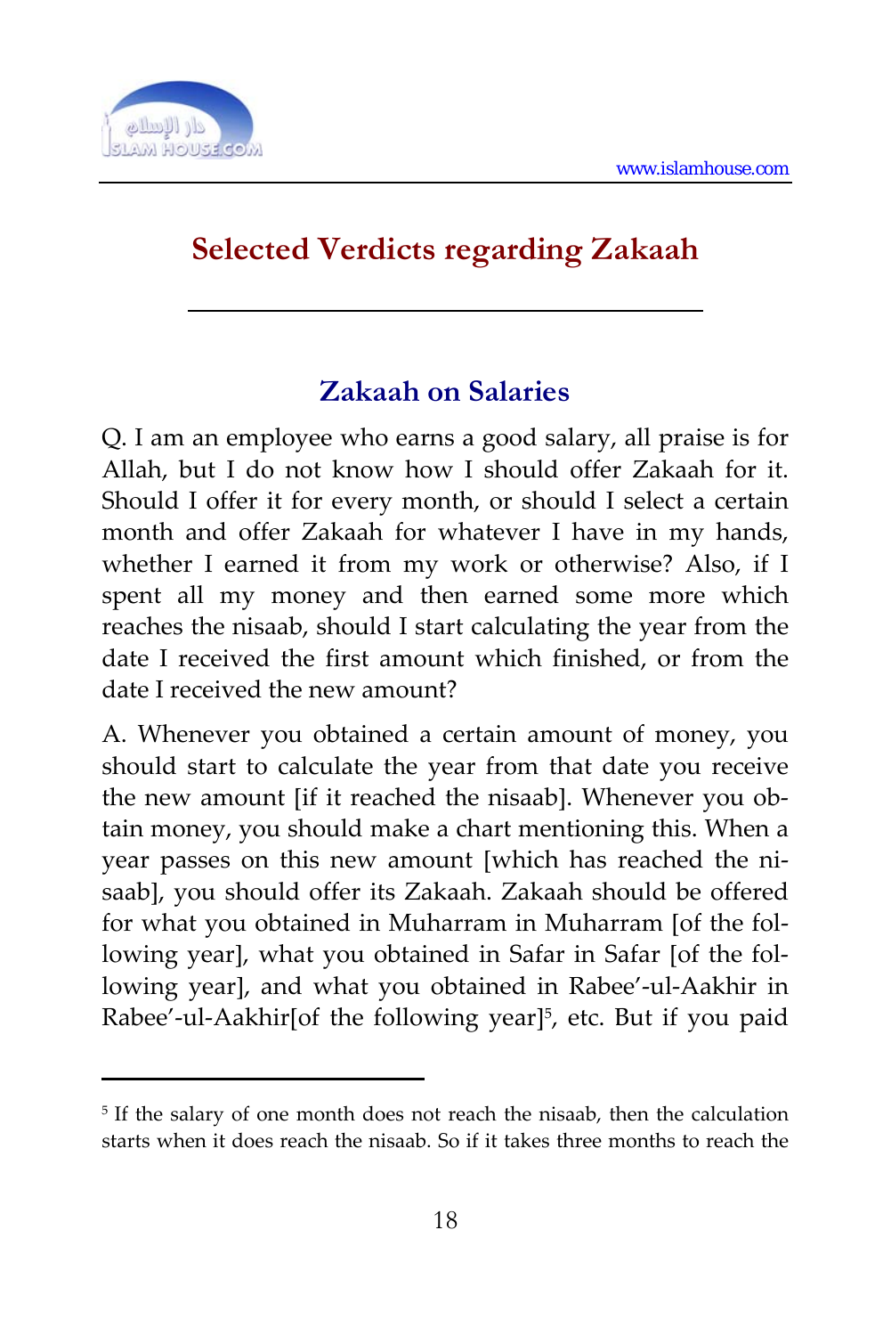# Selected Verdicts regarding Zakaah

## Zakaah on Salaries

Q. I am an employee who earns a good salary, all praise is for Allah, but I do not know how I should offer Zakaah for it. Should I offer it for every month, or should I select a certain month and offer Zakaah for whatever I have in my hands, whether I earned it from my work or otherwise? Also, if I spent all my money and then earned some more which reaches the nisaab, should I start calculating the year from the date I received the first amount which finished, or from the date I received the new amount?

A. Whenever you obtained a certain amount of money, you should start to calculate the year from that date you receive the new amount [if it reached the nisaab]. Whenever you obtain money, you should make a chart mentioning this. When a year passes on this new amount [which has reached the nisaab], you should offer its Zakaah. Zakaah should be offered for what you obtained in Muharram in Muharram [of the following year], what you obtained in Safar in Safar [of the following year], and what you obtained in Rabee'-ul-Aakhir in Rabee'-ul-Aakhir[of the following year][5], etc. But if you paid

[5] If the salary of one month does not reach the nisaab, then the calculation starts when it does reach the nisaab. So if it takes three months to reach the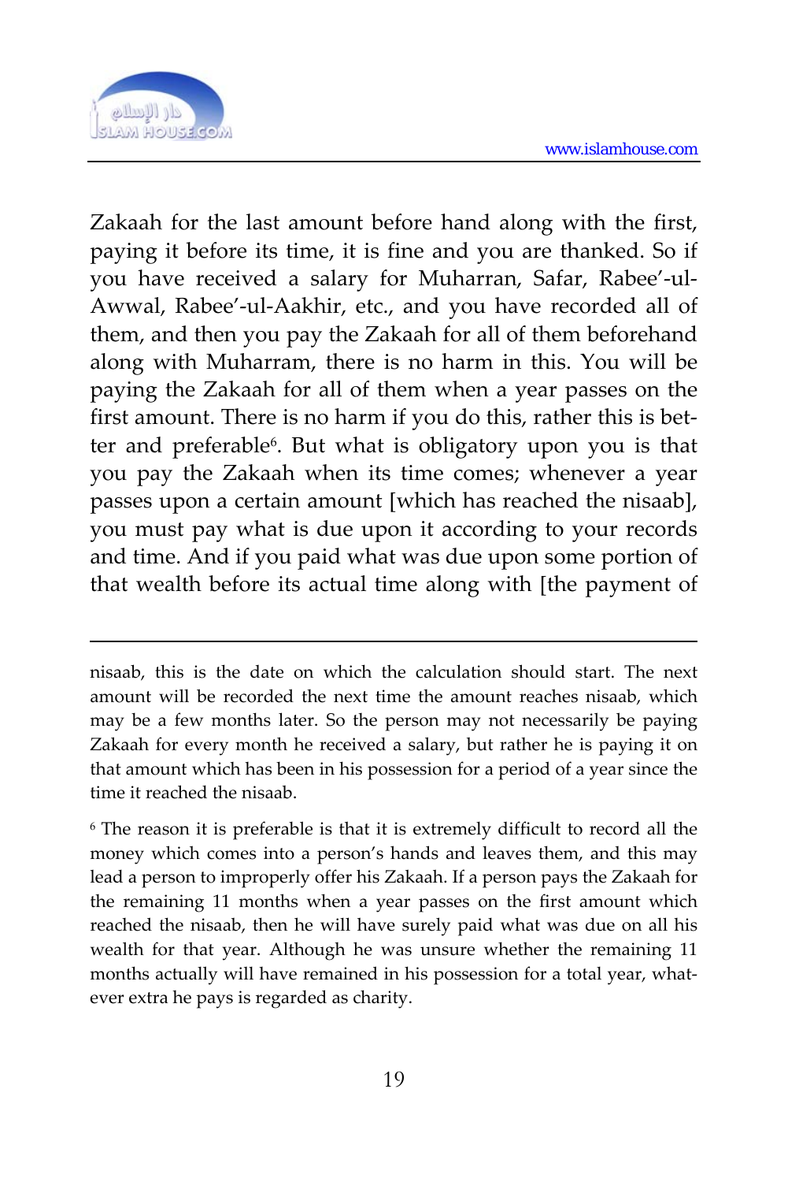Zakaah for the last amount before hand along with the first, paying it before its time, it is fine and you are thanked. So if you have received a salary for Muharran, Safar, Rabee'-ul-Awwal, Rabee'-ul-Aakhir, etc., and you have recorded all of them, and then you pay the Zakaah for all of them beforehand along with Muharram, there is no harm in this. You will be paying the Zakaah for all of them when a year passes on the first amount. There is no harm if you do this, rather this is better and preferable[6]. But what is obligatory upon you is that you pay the Zakaah when its time comes; whenever a year passes upon a certain amount [which has reached the nisaab], you must pay what is due upon it according to your records and time. And if you paid what was due upon some portion of that wealth before its actual time along with [the payment of

---

nisaab, this is the date on which the calculation should start. The next amount will be recorded the next time the amount reaches nisaab, which may be a few months later. So the person may not necessarily be paying Zakaah for every month he received a salary, but rather he is paying it on that amount which has been in his possession for a period of a year since the time it reached the nisaab.

[6] The reason it is preferable is that it is extremely difficult to record all the money which comes into a person's hands and leaves them, and this may lead a person to improperly offer his Zakaah. If a person pays the Zakaah for the remaining 11 months when a year passes on the first amount which reached the nisaab, then he will have surely paid what was due on all his wealth for that year. Although he was unsure whether the remaining 11 months actually will have remained in his possession for a total year, whatever extra he pays is regarded as charity.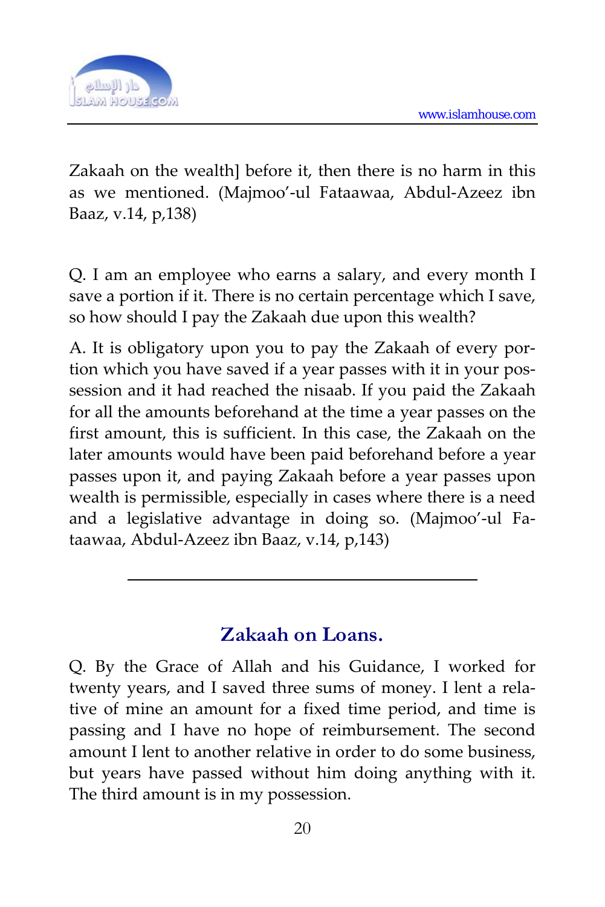Zakaah on the wealth] before it, then there is no harm in this as we mentioned. (Majmoo'-ul Fataawaa, Abdul-Azeez ibn Baaz, v.14, p,138)

Q. I am an employee who earns a salary, and every month I save a portion if it. There is no certain percentage which I save, so how should I pay the Zakaah due upon this wealth?

A. It is obligatory upon you to pay the Zakaah of every portion which you have saved if a year passes with it in your possession and it had reached the nisaab. If you paid the Zakaah for all the amounts beforehand at the time a year passes on the first amount, this is sufficient. In this case, the Zakaah on the later amounts would have been paid beforehand before a year passes upon it, and paying Zakaah before a year passes upon wealth is permissible, especially in cases where there is a need and a legislative advantage in doing so. (Majmoo'-ul Fataawaa, Abdul-Azeez ibn Baaz, v.14, p,143)

---

## Zakaah on Loans.

Q. By the Grace of Allah and his Guidance, I worked for twenty years, and I saved three sums of money. I lent a relative of mine an amount for a fixed time period, and time is passing and I have no hope of reimbursement. The second amount I lent to another relative in order to do some business, but years have passed without him doing anything with it. The third amount is in my possession.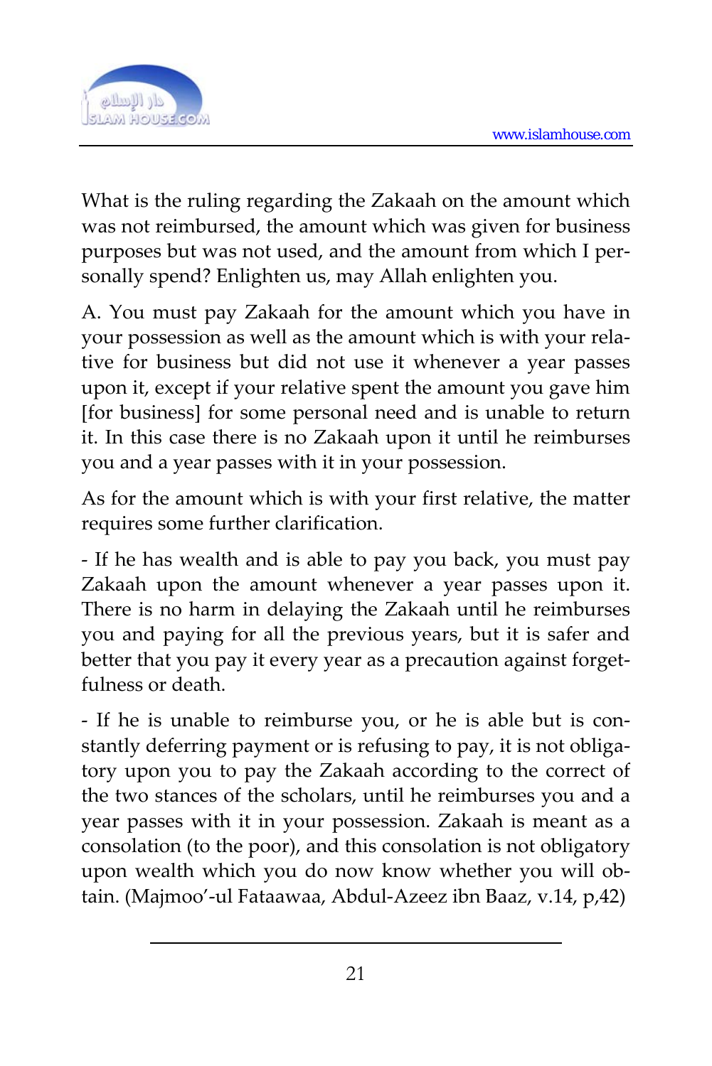What is the ruling regarding the Zakaah on the amount which was not reimbursed, the amount which was given for business purposes but was not used, and the amount from which I personally spend? Enlighten us, may Allah enlighten you.

A. You must pay Zakaah for the amount which you have in your possession as well as the amount which is with your relative for business but did not use it whenever a year passes upon it, except if your relative spent the amount you gave him [for business] for some personal need and is unable to return it. In this case there is no Zakaah upon it until he reimburses you and a year passes with it in your possession.

As for the amount which is with your first relative, the matter requires some further clarification.

- If he has wealth and is able to pay you back, you must pay Zakaah upon the amount whenever a year passes upon it. There is no harm in delaying the Zakaah until he reimburses you and paying for all the previous years, but it is safer and better that you pay it every year as a precaution against forgetfulness or death.

- If he is unable to reimburse you, or he is able but is constantly deferring payment or is refusing to pay, it is not obligatory upon you to pay the Zakaah according to the correct of the two stances of the scholars, until he reimburses you and a year passes with it in your possession. Zakaah is meant as a consolation (to the poor), and this consolation is not obligatory upon wealth which you do now know whether you will obtain. (Majmoo'-ul Fataawaa, Abdul-Azeez ibn Baaz, v.14, p,42)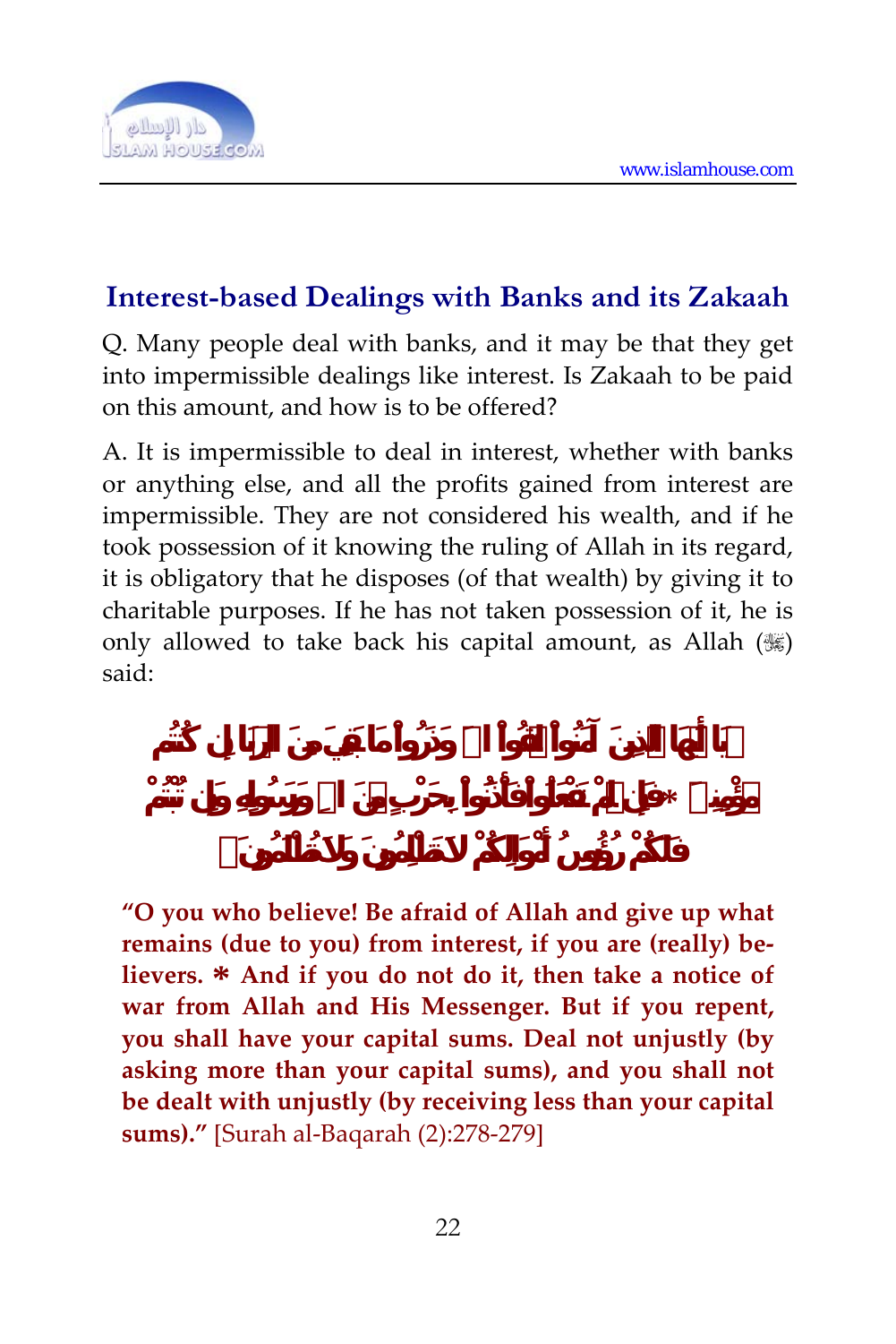## Interest-based Dealings with Banks and its Zakaah

Q. Many people deal with banks, and it may be that they get into impermissible dealings like interest. Is Zakaah to be paid on this amount, and how is to be offered?

A. It is impermissible to deal in interest, whether with banks or anything else, and all the profits gained from interest are impermissible. They are not considered his wealth, and if he took possession of it knowing the ruling of Allah in its regard, it is obligatory that he disposes (of that wealth) by giving it to charitable purposes. If he has not taken possession of it, he is only allowed to take back his capital amount, as Allah (ﷻ) said:

﴿يَا أَيُّهَا الَّذِينَ آمَنُوا اتَّقُوا اللَّهَ وَذَرُوا مَا بَقِيَ مِنَ الرِّبَا إِن كُنتُم مُّؤْمِنِينَ * فَإِن لَّمْ تَفْعَلُوا فَأْذَنُوا بِحَرْبٍ مِّنَ اللَّهِ وَرَسُولِهِ وَإِن تُبْتُمْ فَلَكُمْ رُءُوسُ أَمْوَالِكُمْ لَا تَظْلِمُونَ وَلَا تُظْلَمُونَ﴾

**"O you who believe! Be afraid of Allah and give up what remains (due to you) from interest, if you are (really) believers. * And if you do not do it, then take a notice of war from Allah and His Messenger. But if you repent, you shall have your capital sums. Deal not unjustly (by asking more than your capital sums), and you shall not be dealt with unjustly (by receiving less than your capital sums)."** [Surah al-Baqarah (2):278-279]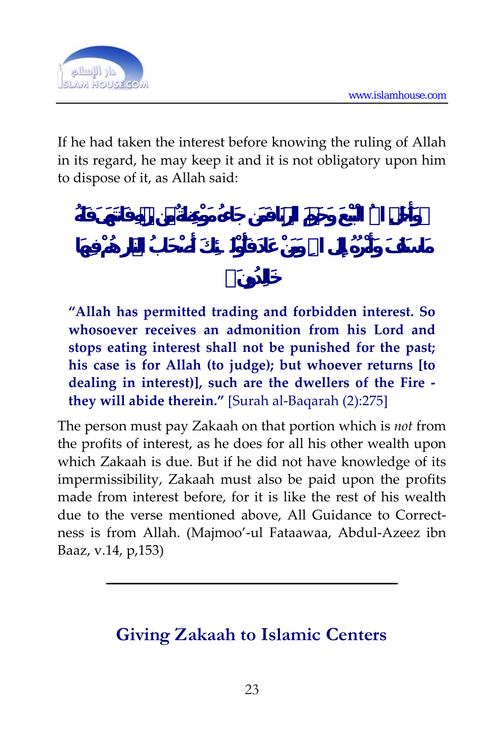If he had taken the interest before knowing the ruling of Allah in its regard, he may keep it and it is not obligatory upon him to dispose of it, as Allah said:

﴿وَأَحَلَّ اللَّهُ الْبَيْعَ وَحَرَّمَ الرِّبَا فَمَن جَاءَهُ مَوْعِظَةٌ مِّن رَّبِّهِ فَانتَهَىٰ فَلَهُ مَا سَلَفَ وَأَمْرُهُ إِلَى اللَّهِ وَمَنْ عَادَ فَأُولَٰئِكَ أَصْحَابُ النَّارِ هُمْ فِيهَا خَالِدُونَ﴾

**"Allah has permitted trading and forbidden interest. So whosoever receives an admonition from his Lord and stops eating interest shall not be punished for the past; his case is for Allah (to judge); but whoever returns [to dealing in interest)], such are the dwellers of the Fire - they will abide therein."** [Surah al-Baqarah (2):275]

The person must pay Zakaah on that portion which is *not* from the profits of interest, as he does for all his other wealth upon which Zakaah is due. But if he did not have knowledge of its impermissibility, Zakaah must also be paid upon the profits made from interest before, for it is like the rest of his wealth due to the verse mentioned above, All Guidance to Correctness is from Allah. (Majmoo'-ul Fataawaa, Abdul-Azeez ibn Baaz, v.14, p,153)

---

## Giving Zakaah to Islamic Centers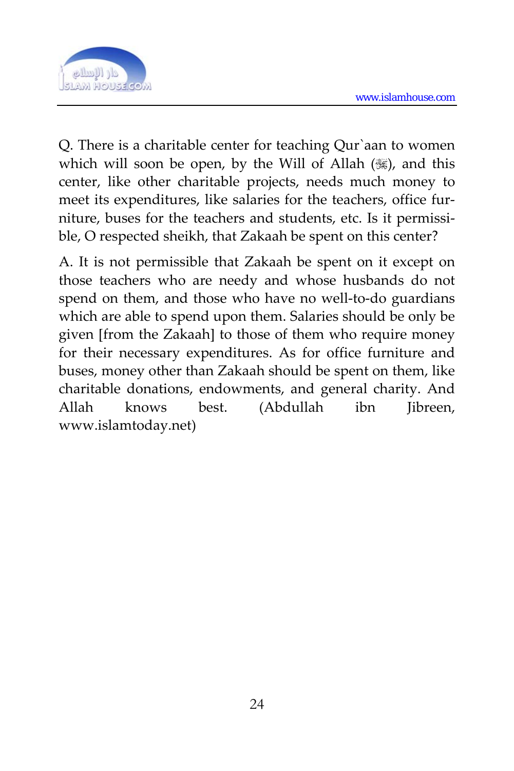Q. There is a charitable center for teaching Qur`aan to women which will soon be open, by the Will of Allah (ﷻ), and this center, like other charitable projects, needs much money to meet its expenditures, like salaries for the teachers, office furniture, buses for the teachers and students, etc. Is it permissible, O respected sheikh, that Zakaah be spent on this center?

A. It is not permissible that Zakaah be spent on it except on those teachers who are needy and whose husbands do not spend on them, and those who have no well-to-do guardians which are able to spend upon them. Salaries should be only be given [from the Zakaah] to those of them who require money for their necessary expenditures. As for office furniture and buses, money other than Zakaah should be spent on them, like charitable donations, endowments, and general charity. And Allah knows best. (Abdullah ibn Jibreen, www.islamtoday.net)